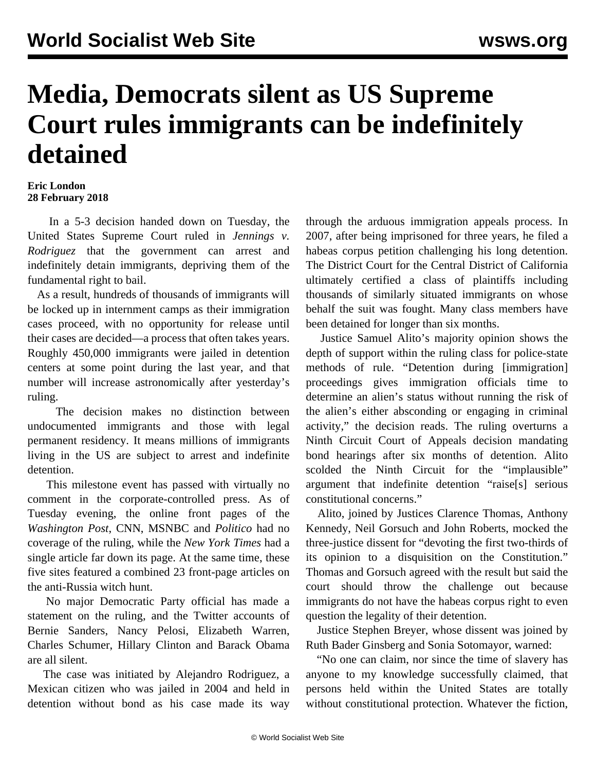# Media, Democrats silent as US Supreme Court rules immigrants can be indefinitely detained

**Eric London**
**28 February 2018**

In a 5-3 decision handed down on Tuesday, the United States Supreme Court ruled in *Jennings v. Rodriguez* that the government can arrest and indefinitely detain immigrants, depriving them of the fundamental right to bail.

As a result, hundreds of thousands of immigrants will be locked up in internment camps as their immigration cases proceed, with no opportunity for release until their cases are decided—a process that often takes years. Roughly 450,000 immigrants were jailed in detention centers at some point during the last year, and that number will increase astronomically after yesterday's ruling.

The decision makes no distinction between undocumented immigrants and those with legal permanent residency. It means millions of immigrants living in the US are subject to arrest and indefinite detention.

This milestone event has passed with virtually no comment in the corporate-controlled press. As of Tuesday evening, the online front pages of the *Washington Post*, CNN, MSNBC and *Politico* had no coverage of the ruling, while the *New York Times* had a single article far down its page. At the same time, these five sites featured a combined 23 front-page articles on the anti-Russia witch hunt.

No major Democratic Party official has made a statement on the ruling, and the Twitter accounts of Bernie Sanders, Nancy Pelosi, Elizabeth Warren, Charles Schumer, Hillary Clinton and Barack Obama are all silent.

The case was initiated by Alejandro Rodriguez, a Mexican citizen who was jailed in 2004 and held in detention without bond as his case made its way through the arduous immigration appeals process. In 2007, after being imprisoned for three years, he filed a habeas corpus petition challenging his long detention. The District Court for the Central District of California ultimately certified a class of plaintiffs including thousands of similarly situated immigrants on whose behalf the suit was fought. Many class members have been detained for longer than six months.

Justice Samuel Alito's majority opinion shows the depth of support within the ruling class for police-state methods of rule. "Detention during [immigration] proceedings gives immigration officials time to determine an alien's status without running the risk of the alien's either absconding or engaging in criminal activity," the decision reads. The ruling overturns a Ninth Circuit Court of Appeals decision mandating bond hearings after six months of detention. Alito scolded the Ninth Circuit for the "implausible" argument that indefinite detention "raise[s] serious constitutional concerns."

Alito, joined by Justices Clarence Thomas, Anthony Kennedy, Neil Gorsuch and John Roberts, mocked the three-justice dissent for "devoting the first two-thirds of its opinion to a disquisition on the Constitution." Thomas and Gorsuch agreed with the result but said the court should throw the challenge out because immigrants do not have the habeas corpus right to even question the legality of their detention.

Justice Stephen Breyer, whose dissent was joined by Ruth Bader Ginsberg and Sonia Sotomayor, warned:

"No one can claim, nor since the time of slavery has anyone to my knowledge successfully claimed, that persons held within the United States are totally without constitutional protection. Whatever the fiction,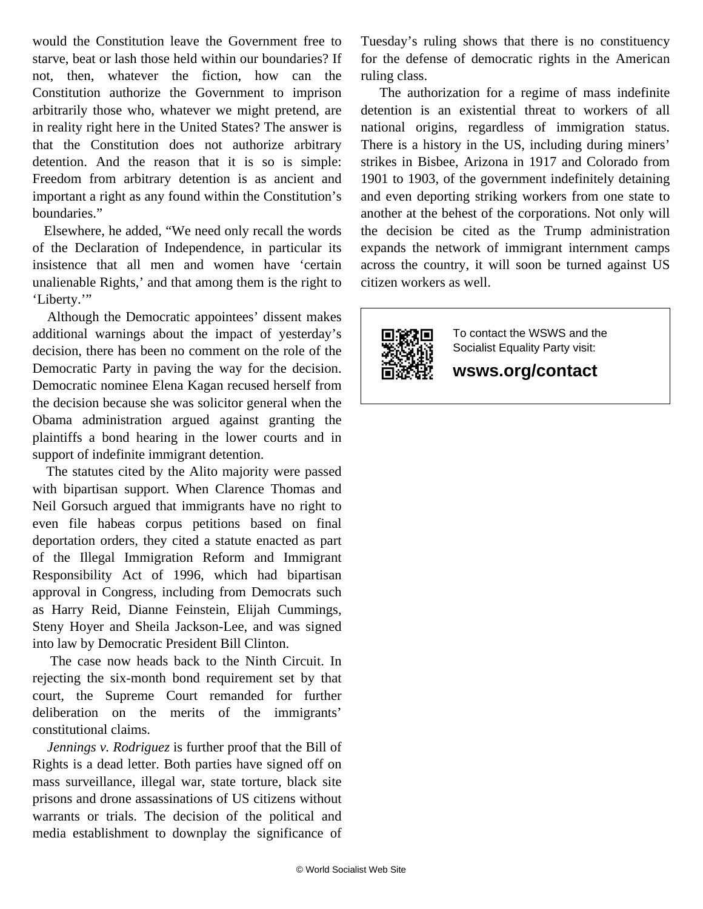would the Constitution leave the Government free to starve, beat or lash those held within our boundaries? If not, then, whatever the fiction, how can the Constitution authorize the Government to imprison arbitrarily those who, whatever we might pretend, are in reality right here in the United States? The answer is that the Constitution does not authorize arbitrary detention. And the reason that it is so is simple: Freedom from arbitrary detention is as ancient and important a right as any found within the Constitution's boundaries."

Elsewhere, he added, "We need only recall the words of the Declaration of Independence, in particular its insistence that all men and women have 'certain unalienable Rights,' and that among them is the right to 'Liberty.'"

Although the Democratic appointees' dissent makes additional warnings about the impact of yesterday's decision, there has been no comment on the role of the Democratic Party in paving the way for the decision. Democratic nominee Elena Kagan recused herself from the decision because she was solicitor general when the Obama administration argued against granting the plaintiffs a bond hearing in the lower courts and in support of indefinite immigrant detention.

The statutes cited by the Alito majority were passed with bipartisan support. When Clarence Thomas and Neil Gorsuch argued that immigrants have no right to even file habeas corpus petitions based on final deportation orders, they cited a statute enacted as part of the Illegal Immigration Reform and Immigrant Responsibility Act of 1996, which had bipartisan approval in Congress, including from Democrats such as Harry Reid, Dianne Feinstein, Elijah Cummings, Steny Hoyer and Sheila Jackson-Lee, and was signed into law by Democratic President Bill Clinton.

The case now heads back to the Ninth Circuit. In rejecting the six-month bond requirement set by that court, the Supreme Court remanded for further deliberation on the merits of the immigrants' constitutional claims.

*Jennings v. Rodriguez* is further proof that the Bill of Rights is a dead letter. Both parties have signed off on mass surveillance, illegal war, state torture, black site prisons and drone assassinations of US citizens without warrants or trials. The decision of the political and media establishment to downplay the significance of Tuesday's ruling shows that there is no constituency for the defense of democratic rights in the American ruling class.

The authorization for a regime of mass indefinite detention is an existential threat to workers of all national origins, regardless of immigration status. There is a history in the US, including during miners' strikes in Bisbee, Arizona in 1917 and Colorado from 1901 to 1903, of the government indefinitely detaining and even deporting striking workers from one state to another at the behest of the corporations. Not only will the decision be cited as the Trump administration expands the network of immigrant internment camps across the country, it will soon be turned against US citizen workers as well.

To contact the WSWS and the Socialist Equality Party visit:

**wsws.org/contact**